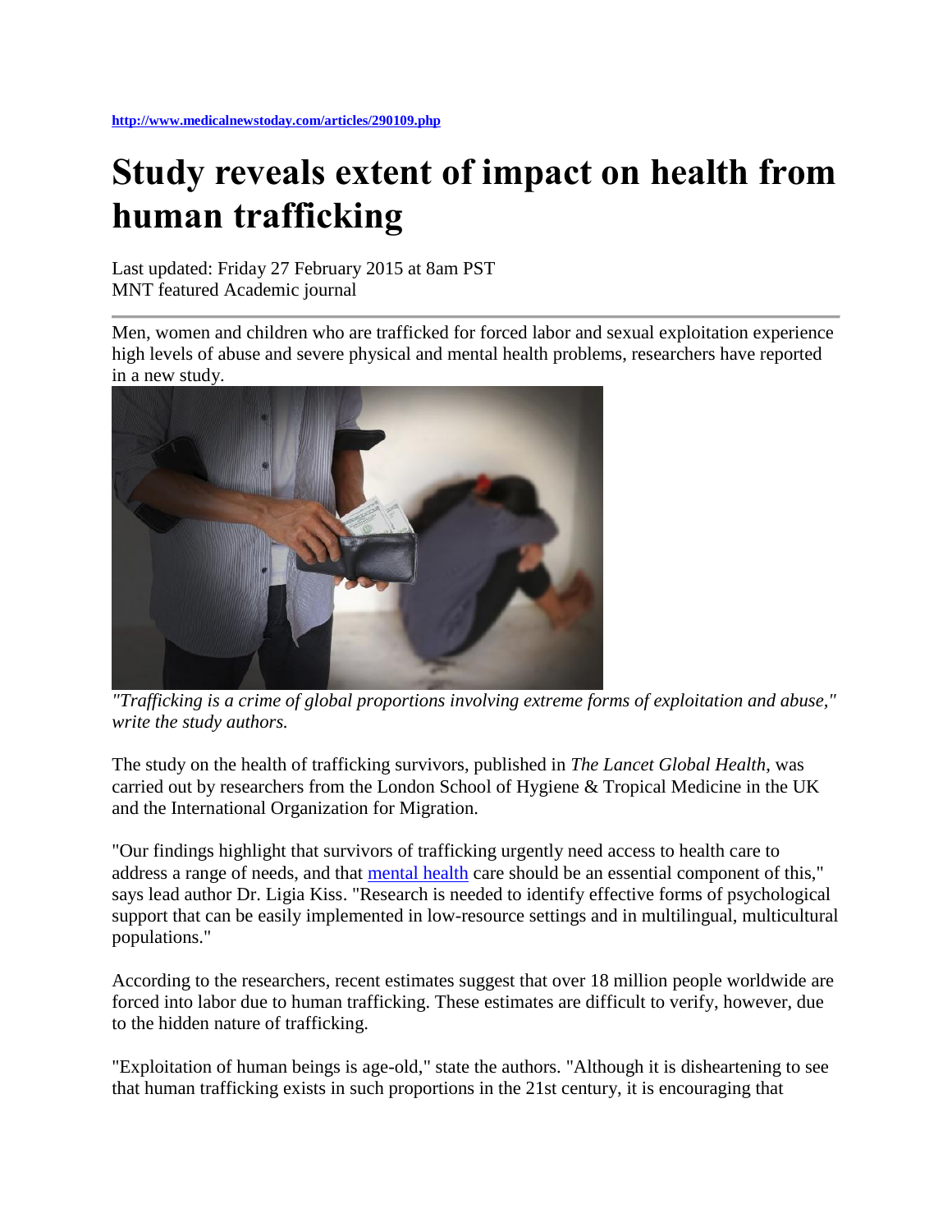http://www.medicalnewstoday.com/articles/290109.php

# Study reveals extent of impact on health from human trafficking

Last updated: Friday 27 February 2015 at 8am PST
MNT featured Academic journal

Men, women and children who are trafficked for forced labor and sexual exploitation experience high levels of abuse and severe physical and mental health problems, researchers have reported in a new study.

*"Trafficking is a crime of global proportions involving extreme forms of exploitation and abuse," write the study authors.*

The study on the health of trafficking survivors, published in *The Lancet Global Health*, was carried out by researchers from the London School of Hygiene & Tropical Medicine in the UK and the International Organization for Migration.

"Our findings highlight that survivors of trafficking urgently need access to health care to address a range of needs, and that mental health care should be an essential component of this," says lead author Dr. Ligia Kiss. "Research is needed to identify effective forms of psychological support that can be easily implemented in low-resource settings and in multilingual, multicultural populations."

According to the researchers, recent estimates suggest that over 18 million people worldwide are forced into labor due to human trafficking. These estimates are difficult to verify, however, due to the hidden nature of trafficking.

"Exploitation of human beings is age-old," state the authors. "Although it is disheartening to see that human trafficking exists in such proportions in the 21st century, it is encouraging that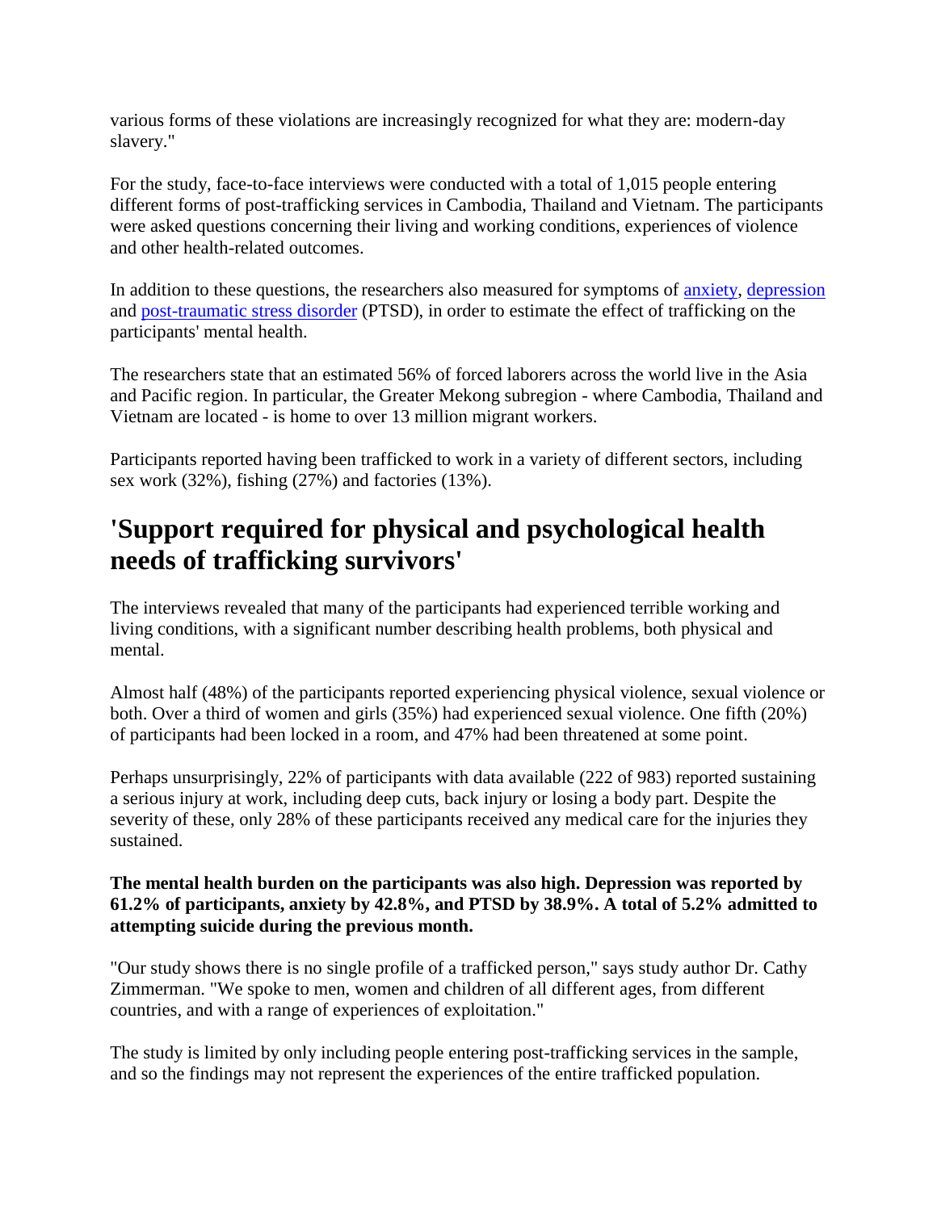various forms of these violations are increasingly recognized for what they are: modern-day slavery."

For the study, face-to-face interviews were conducted with a total of 1,015 people entering different forms of post-trafficking services in Cambodia, Thailand and Vietnam. The participants were asked questions concerning their living and working conditions, experiences of violence and other health-related outcomes.

In addition to these questions, the researchers also measured for symptoms of anxiety, depression and post-traumatic stress disorder (PTSD), in order to estimate the effect of trafficking on the participants' mental health.

The researchers state that an estimated 56% of forced laborers across the world live in the Asia and Pacific region. In particular, the Greater Mekong subregion - where Cambodia, Thailand and Vietnam are located - is home to over 13 million migrant workers.

Participants reported having been trafficked to work in a variety of different sectors, including sex work (32%), fishing (27%) and factories (13%).

## 'Support required for physical and psychological health needs of trafficking survivors'

The interviews revealed that many of the participants had experienced terrible working and living conditions, with a significant number describing health problems, both physical and mental.

Almost half (48%) of the participants reported experiencing physical violence, sexual violence or both. Over a third of women and girls (35%) had experienced sexual violence. One fifth (20%) of participants had been locked in a room, and 47% had been threatened at some point.

Perhaps unsurprisingly, 22% of participants with data available (222 of 983) reported sustaining a serious injury at work, including deep cuts, back injury or losing a body part. Despite the severity of these, only 28% of these participants received any medical care for the injuries they sustained.

**The mental health burden on the participants was also high. Depression was reported by 61.2% of participants, anxiety by 42.8%, and PTSD by 38.9%. A total of 5.2% admitted to attempting suicide during the previous month.**

"Our study shows there is no single profile of a trafficked person," says study author Dr. Cathy Zimmerman. "We spoke to men, women and children of all different ages, from different countries, and with a range of experiences of exploitation."

The study is limited by only including people entering post-trafficking services in the sample, and so the findings may not represent the experiences of the entire trafficked population.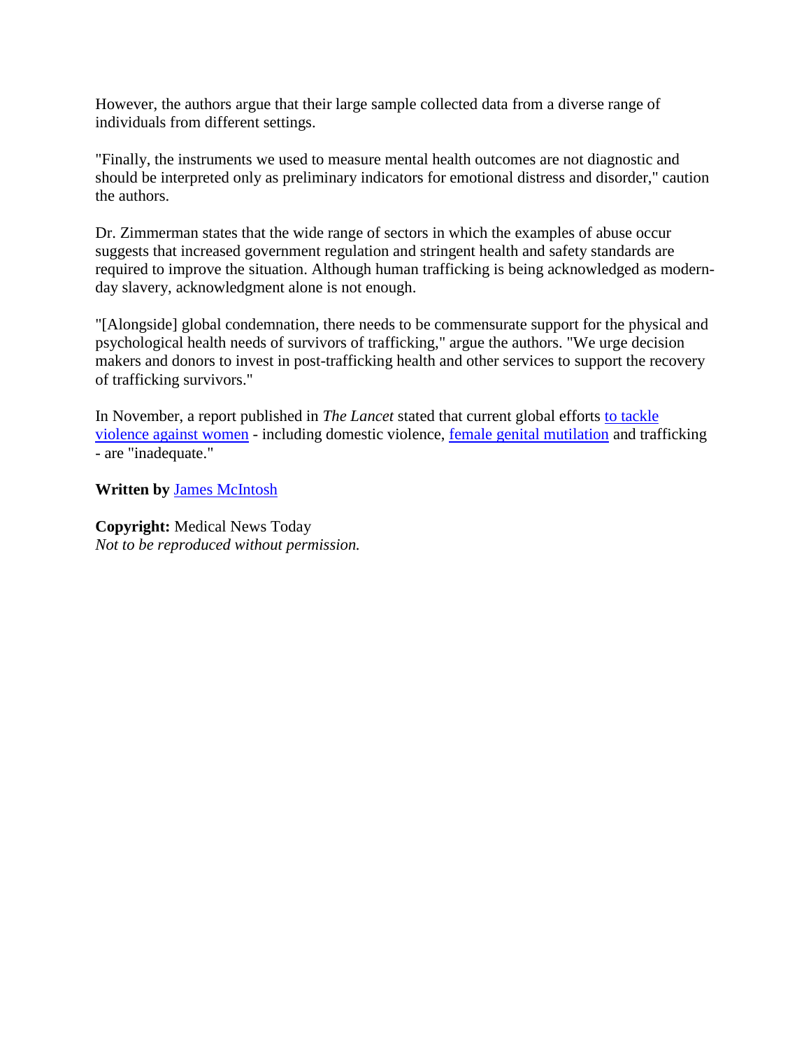However, the authors argue that their large sample collected data from a diverse range of individuals from different settings.

"Finally, the instruments we used to measure mental health outcomes are not diagnostic and should be interpreted only as preliminary indicators for emotional distress and disorder," caution the authors.

Dr. Zimmerman states that the wide range of sectors in which the examples of abuse occur suggests that increased government regulation and stringent health and safety standards are required to improve the situation. Although human trafficking is being acknowledged as modern-day slavery, acknowledgment alone is not enough.

"[Alongside] global condemnation, there needs to be commensurate support for the physical and psychological health needs of survivors of trafficking," argue the authors. "We urge decision makers and donors to invest in post-trafficking health and other services to support the recovery of trafficking survivors."

In November, a report published in *The Lancet* stated that current global efforts to tackle violence against women - including domestic violence, female genital mutilation and trafficking - are "inadequate."

**Written by** James McIntosh

**Copyright:** Medical News Today
*Not to be reproduced without permission.*